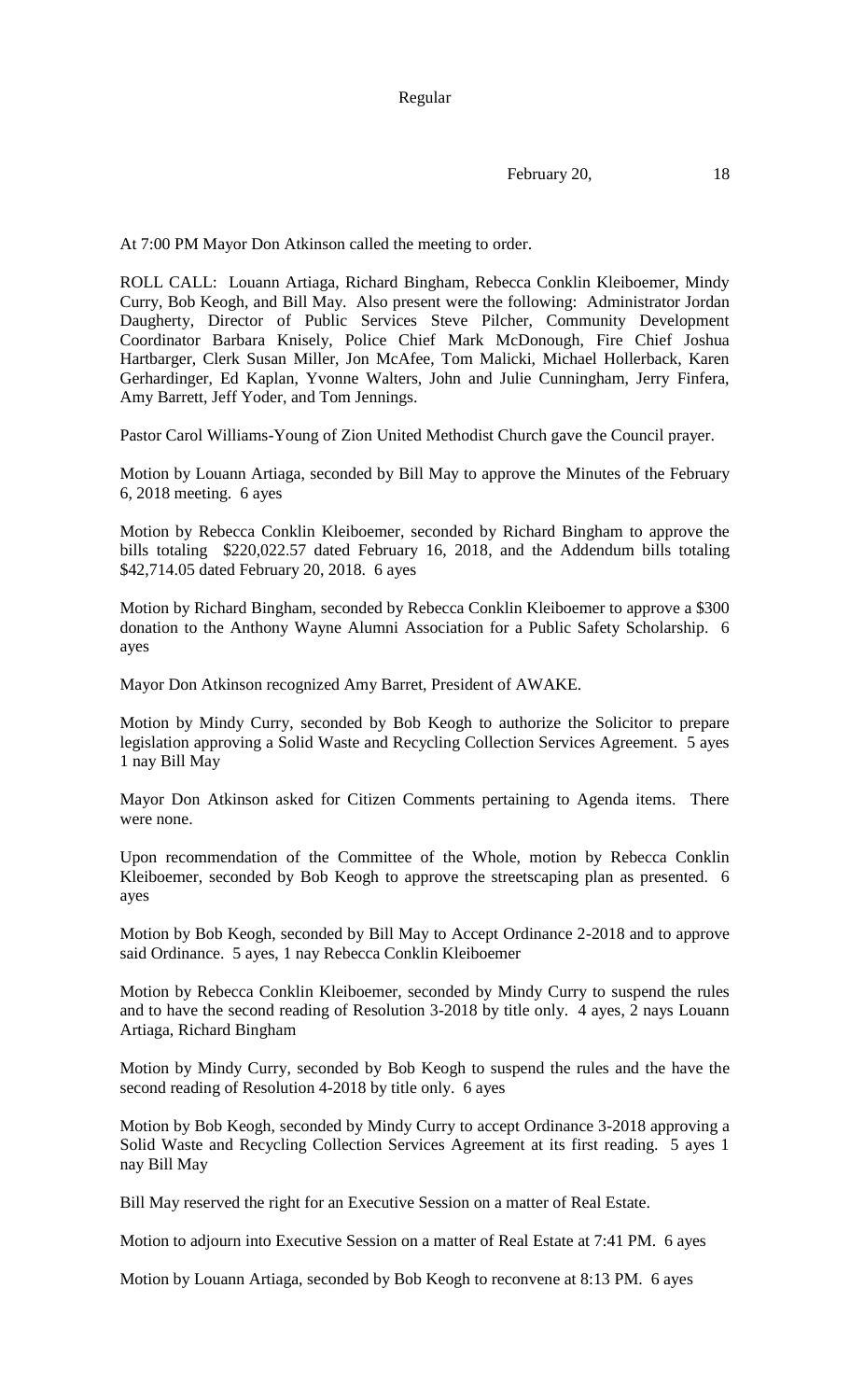Regular

February 20, 18

At 7:00 PM Mayor Don Atkinson called the meeting to order.

ROLL CALL: Louann Artiaga, Richard Bingham, Rebecca Conklin Kleiboemer, Mindy Curry, Bob Keogh, and Bill May. Also present were the following: Administrator Jordan Daugherty, Director of Public Services Steve Pilcher, Community Development Coordinator Barbara Knisely, Police Chief Mark McDonough, Fire Chief Joshua Hartbarger, Clerk Susan Miller, Jon McAfee, Tom Malicki, Michael Hollerback, Karen Gerhardinger, Ed Kaplan, Yvonne Walters, John and Julie Cunningham, Jerry Finfera, Amy Barrett, Jeff Yoder, and Tom Jennings.

Pastor Carol Williams-Young of Zion United Methodist Church gave the Council prayer.

Motion by Louann Artiaga, seconded by Bill May to approve the Minutes of the February 6, 2018 meeting. 6 ayes

Motion by Rebecca Conklin Kleiboemer, seconded by Richard Bingham to approve the bills totaling $220,022.57 dated February 16, 2018, and the Addendum bills totaling $42,714.05 dated February 20, 2018. 6 ayes

Motion by Richard Bingham, seconded by Rebecca Conklin Kleiboemer to approve a $300 donation to the Anthony Wayne Alumni Association for a Public Safety Scholarship. 6 ayes

Mayor Don Atkinson recognized Amy Barret, President of AWAKE.

Motion by Mindy Curry, seconded by Bob Keogh to authorize the Solicitor to prepare legislation approving a Solid Waste and Recycling Collection Services Agreement. 5 ayes 1 nay Bill May

Mayor Don Atkinson asked for Citizen Comments pertaining to Agenda items. There were none.

Upon recommendation of the Committee of the Whole, motion by Rebecca Conklin Kleiboemer, seconded by Bob Keogh to approve the streetscaping plan as presented. 6 ayes

Motion by Bob Keogh, seconded by Bill May to Accept Ordinance 2-2018 and to approve said Ordinance. 5 ayes, 1 nay Rebecca Conklin Kleiboemer

Motion by Rebecca Conklin Kleiboemer, seconded by Mindy Curry to suspend the rules and to have the second reading of Resolution 3-2018 by title only. 4 ayes, 2 nays Louann Artiaga, Richard Bingham

Motion by Mindy Curry, seconded by Bob Keogh to suspend the rules and the have the second reading of Resolution 4-2018 by title only. 6 ayes

Motion by Bob Keogh, seconded by Mindy Curry to accept Ordinance 3-2018 approving a Solid Waste and Recycling Collection Services Agreement at its first reading. 5 ayes 1 nay Bill May

Bill May reserved the right for an Executive Session on a matter of Real Estate.

Motion to adjourn into Executive Session on a matter of Real Estate at 7:41 PM. 6 ayes

Motion by Louann Artiaga, seconded by Bob Keogh to reconvene at 8:13 PM. 6 ayes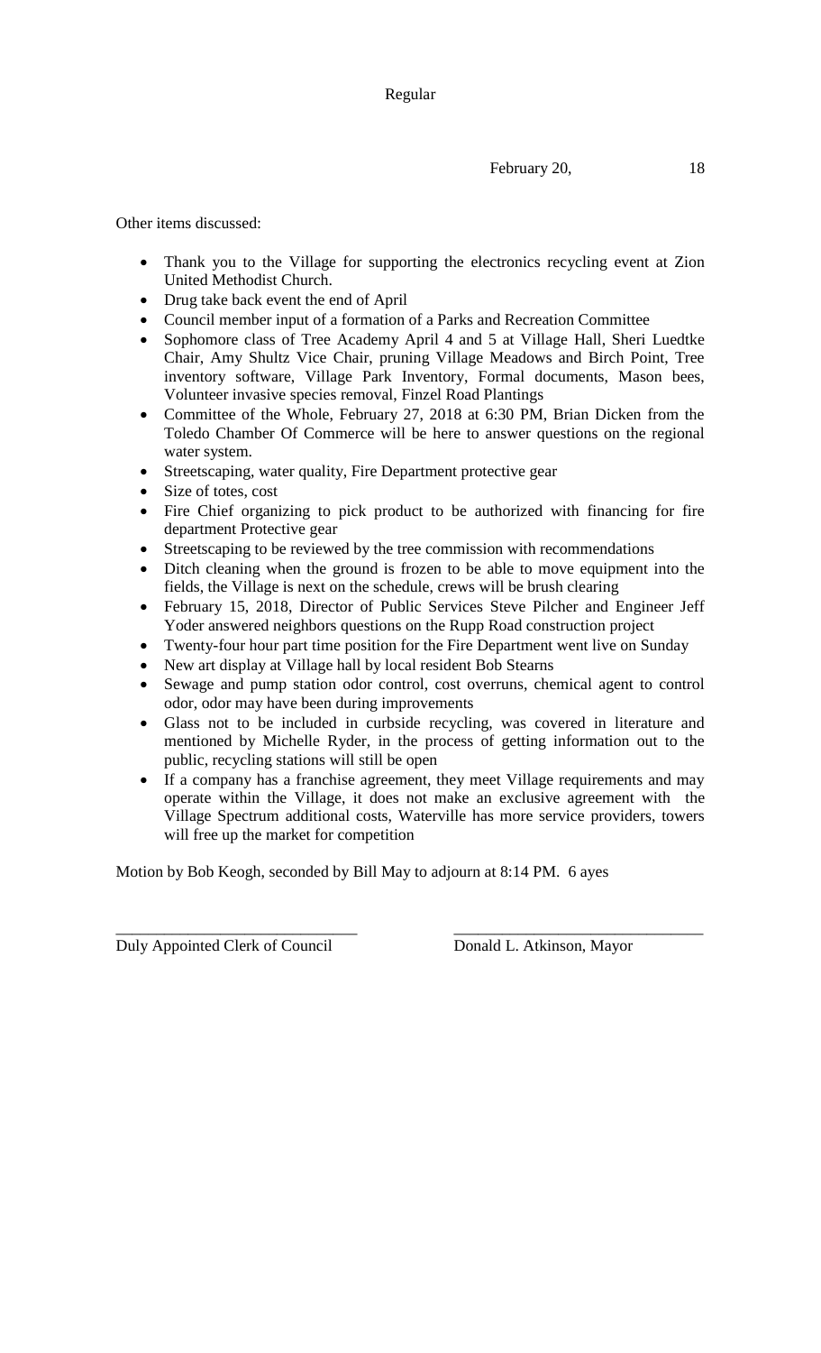Other items discussed:

- Thank you to the Village for supporting the electronics recycling event at Zion United Methodist Church.
- Drug take back event the end of April
- Council member input of a formation of a Parks and Recreation Committee
- Sophomore class of Tree Academy April 4 and 5 at Village Hall, Sheri Luedtke Chair, Amy Shultz Vice Chair, pruning Village Meadows and Birch Point, Tree inventory software, Village Park Inventory, Formal documents, Mason bees, Volunteer invasive species removal, Finzel Road Plantings
- Committee of the Whole, February 27, 2018 at 6:30 PM, Brian Dicken from the Toledo Chamber Of Commerce will be here to answer questions on the regional water system.
- Streetscaping, water quality, Fire Department protective gear
- Size of totes, cost
- Fire Chief organizing to pick product to be authorized with financing for fire department Protective gear
- Streetscaping to be reviewed by the tree commission with recommendations
- Ditch cleaning when the ground is frozen to be able to move equipment into the fields, the Village is next on the schedule, crews will be brush clearing
- February 15, 2018, Director of Public Services Steve Pilcher and Engineer Jeff Yoder answered neighbors questions on the Rupp Road construction project
- Twenty-four hour part time position for the Fire Department went live on Sunday
- New art display at Village hall by local resident Bob Stearns
- Sewage and pump station odor control, cost overruns, chemical agent to control odor, odor may have been during improvements
- Glass not to be included in curbside recycling, was covered in literature and mentioned by Michelle Ryder, in the process of getting information out to the public, recycling stations will still be open
- If a company has a franchise agreement, they meet Village requirements and may operate within the Village, it does not make an exclusive agreement with the Village Spectrum additional costs, Waterville has more service providers, towers will free up the market for competition

Motion by Bob Keogh, seconded by Bill May to adjourn at 8:14 PM. 6 ayes

______________________________ ______________________________

Duly Appointed Clerk of Council Donald L. Atkinson, Mayor